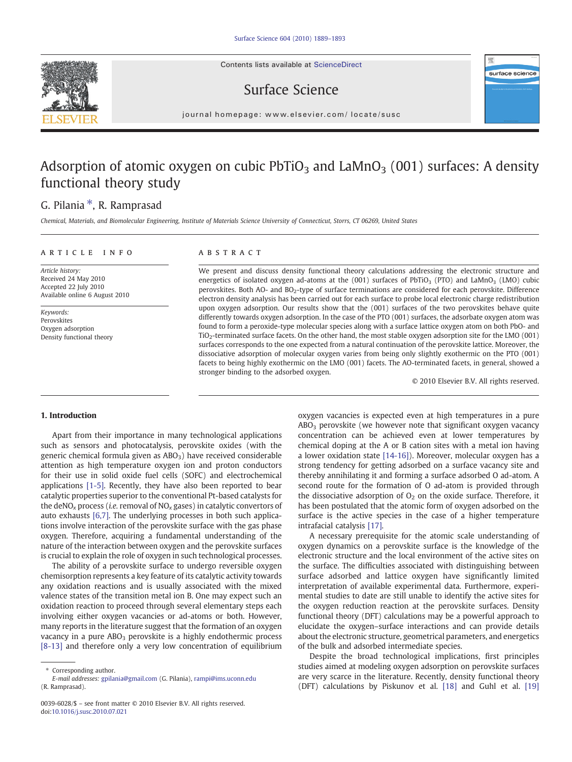# Adsorption of atomic oxygen on cubic $PbTiO_3$ and $LaMnO_3$ (001) surfaces: A density functional theory study

G. Pilania *, R. Ramprasad

*Chemical, Materials, and Biomolecular Engineering, Institute of Materials Science University of Connecticut, Storrs, CT 06269, United States*

## ARTICLE INFO

*Article history:*
Received 24 May 2010
Accepted 22 July 2010
Available online 6 August 2010

*Keywords:*
Perovskites
Oxygen adsorption
Density functional theory

## ABSTRACT

We present and discuss density functional theory calculations addressing the electronic structure and energetics of isolated oxygen ad-atoms at the (001) surfaces of $PbTiO_3$ (PTO) and $LaMnO_3$ (LMO) cubic perovskites. Both AO- and $BO_2$-type of surface terminations are considered for each perovskite. Difference electron density analysis has been carried out for each surface to probe local electronic charge redistribution upon oxygen adsorption. Our results show that the (001) surfaces of the two perovskites behave quite differently towards oxygen adsorption. In the case of the PTO (001) surfaces, the adsorbate oxygen atom was found to form a peroxide-type molecular species along with a surface lattice oxygen atom on both PbO- and $TiO_2$-terminated surface facets. On the other hand, the most stable oxygen adsorption site for the LMO (001) surfaces corresponds to the one expected from a natural continuation of the perovskite lattice. Moreover, the dissociative adsorption of molecular oxygen varies from being only slightly exothermic on the PTO (001) facets to being highly exothermic on the LMO (001) facets. The AO-terminated facets, in general, showed a stronger binding to the adsorbed oxygen.

© 2010 Elsevier B.V. All rights reserved.

## 1. Introduction

Apart from their importance in many technological applications such as sensors and photocatalysis, perovskite oxides (with the generic chemical formula given as $ABO_3$) have received considerable attention as high temperature oxygen ion and proton conductors for their use in solid oxide fuel cells (SOFC) and electrochemical applications [1-5]. Recently, they have also been reported to bear catalytic properties superior to the conventional Pt-based catalysts for the deNO$_x$ process (*i.e.* removal of NO$_x$ gases) in catalytic convertors of auto exhausts [6,7]. The underlying processes in both such applications involve interaction of the perovskite surface with the gas phase oxygen. Therefore, acquiring a fundamental understanding of the nature of the interaction between oxygen and the perovskite surfaces is crucial to explain the role of oxygen in such technological processes.

The ability of a perovskite surface to undergo reversible oxygen chemisorption represents a key feature of its catalytic activity towards any oxidation reactions and is usually associated with the mixed valence states of the transition metal ion B. One may expect such an oxidation reaction to proceed through several elementary steps each involving either oxygen vacancies or ad-atoms or both. However, many reports in the literature suggest that the formation of an oxygen vacancy in a pure $ABO_3$ perovskite is a highly endothermic process [8-13] and therefore only a very low concentration of equilibrium oxygen vacancies is expected even at high temperatures in a pure $ABO_3$ perovskite (we however note that significant oxygen vacancy concentration can be achieved even at lower temperatures by chemical doping at the A or B cation sites with a metal ion having a lower oxidation state [14-16]). Moreover, molecular oxygen has a strong tendency for getting adsorbed on a surface vacancy site and thereby annihilating it and forming a surface adsorbed O ad-atom. A second route for the formation of O ad-atom is provided through the dissociative adsorption of $O_2$ on the oxide surface. Therefore, it has been postulated that the atomic form of oxygen adsorbed on the surface is the active species in the case of a higher temperature intrafacial catalysis [17].

A necessary prerequisite for the atomic scale understanding of oxygen dynamics on a perovskite surface is the knowledge of the electronic structure and the local environment of the active sites on the surface. The difficulties associated with distinguishing between surface adsorbed and lattice oxygen have significantly limited interpretation of available experimental data. Furthermore, experimental studies to date are still unable to identify the active sites for the oxygen reduction reaction at the perovskite surfaces. Density functional theory (DFT) calculations may be a powerful approach to elucidate the oxygen–surface interactions and can provide details about the electronic structure, geometrical parameters, and energetics of the bulk and adsorbed intermediate species.

Despite the broad technological implications, first principles studies aimed at modeling oxygen adsorption on perovskite surfaces are very scarce in the literature. Recently, density functional theory (DFT) calculations by Piskunov et al. [18] and Guhl et al. [19]

* Corresponding author.
*E-mail addresses:* gpilania@gmail.com (G. Pilania), rampi@ims.uconn.edu (R. Ramprasad).

0039-6028/$ – see front matter © 2010 Elsevier B.V. All rights reserved.
doi:10.1016/j.susc.2010.07.021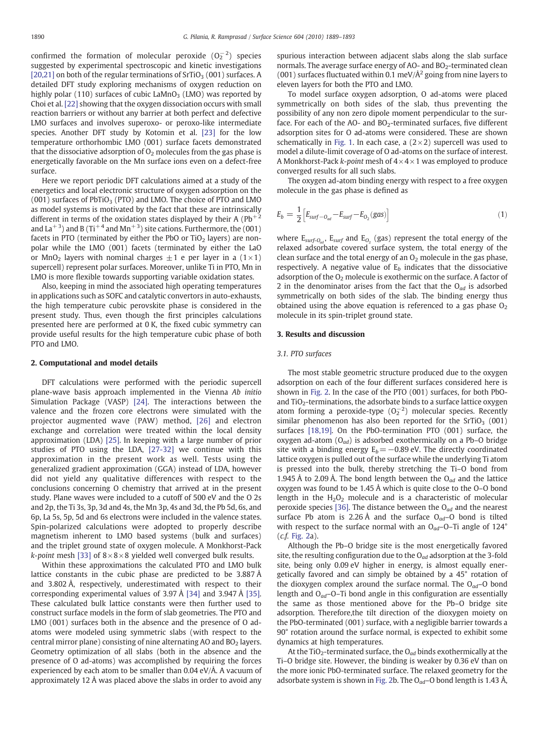confirmed the formation of molecular peroxide ($O_2^{-2}$) species suggested by experimental spectroscopic and kinetic investigations [20,21] on both of the regular terminations of $SrTiO_3$ (001) surfaces. A detailed DFT study exploring mechanisms of oxygen reduction on highly polar (110) surfaces of cubic $LaMnO_3$ (LMO) was reported by Choi et al. [22] showing that the oxygen dissociation occurs with small reaction barriers or without any barrier at both perfect and defective LMO surfaces and involves superoxo- or peroxo-like intermediate species. Another DFT study by Kotomin et al. [23] for the low temperature orthorhombic LMO (001) surface facets demonstrated that the dissociative adsorption of $O_2$ molecules from the gas phase is energetically favorable on the Mn surface ions even on a defect-free surface.

Here we report periodic DFT calculations aimed at a study of the energetics and local electronic structure of oxygen adsorption on the (001) surfaces of $PbTiO_3$ (PTO) and LMO. The choice of PTO and LMO as model systems is motivated by the fact that these are intrinsically different in terms of the oxidation states displayed by their A ($Pb^{+2}$ and $La^{+3}$) and B ($Ti^{+4}$ and $Mn^{+3}$) site cations. Furthermore, the (001) facets in PTO (terminated by either the PbO or $TiO_2$ layers) are non-polar while the LMO (001) facets (terminated by either the LaO or $MnO_2$ layers with nominal charges $\pm 1$ e per layer in a $(1\times1)$ supercell) represent polar surfaces. Moreover, unlike Ti in PTO, Mn in LMO is more flexible towards supporting variable oxidation states.

Also, keeping in mind the associated high operating temperatures in applications such as SOFC and catalytic convertors in auto-exhausts, the high temperature cubic perovskite phase is considered in the present study. Thus, even though the first principles calculations presented here are performed at 0 K, the fixed cubic symmetry can provide useful results for the high temperature cubic phase of both PTO and LMO.

## 2. Computational and model details

DFT calculations were performed with the periodic supercell plane-wave basis approach implemented in the Vienna *Ab initio* Simulation Package (VASP) [24]. The interactions between the valence and the frozen core electrons were simulated with the projector augmented wave (PAW) method, [26] and electron exchange and correlation were treated within the local density approximation (LDA) [25]. In keeping with a large number of prior studies of PTO using the LDA, [27-32] we continue with this approximation in the present work as well. Tests using the generalized gradient approximation (GGA) instead of LDA, however did not yield any qualitative differences with respect to the conclusions concerning O chemistry that arrived at in the present study. Plane waves were included to a cutoff of 500 eV and the O 2s and 2p, the Ti 3s, 3p, 3d and 4s, the Mn 3p, 4s and 3d, the Pb 5d, 6s, and 6p, La 5s, 5p, 5d and 6s electrons were included in the valence states. Spin-polarized calculations were adopted to properly describe magnetism inherent to LMO based systems (bulk and surfaces) and the triplet ground state of oxygen molecule. A Monkhorst-Pack *k-point* mesh [33] of $8\times8\times8$ yielded well converged bulk results.

Within these approximations the calculated PTO and LMO bulk lattice constants in the cubic phase are predicted to be 3.887 Å and 3.802 Å, respectively, underestimated with respect to their corresponding experimental values of 3.97 Å [34] and 3.947 Å [35]. These calculated bulk lattice constants were then further used to construct surface models in the form of slab geometries. The PTO and LMO (001) surfaces both in the absence and the presence of O ad-atoms were modeled using symmetric slabs (with respect to the central mirror plane) consisting of nine alternating AO and $BO_2$ layers. Geometry optimization of all slabs (both in the absence and the presence of O ad-atoms) was accomplished by requiring the forces experienced by each atom to be smaller than 0.04 eV/Å. A vacuum of approximately 12 Å was placed above the slabs in order to avoid any spurious interaction between adjacent slabs along the slab surface normals. The average surface energy of AO- and $BO_2$-terminated clean (001) surfaces fluctuated within 0.1 meV/Å$^2$ going from nine layers to eleven layers for both the PTO and LMO.

To model surface oxygen adsorption, O ad-atoms were placed symmetrically on both sides of the slab, thus preventing the possibility of any non zero dipole moment perpendicular to the surface. For each of the AO- and $BO_2$-terminated surfaces, five different adsorption sites for O ad-atoms were considered. These are shown schematically in Fig. 1. In each case, a $(2\times2)$ supercell was used to model a dilute-limit coverage of O ad-atoms on the surface of interest. A Monkhorst-Pack *k-point* mesh of $4\times4\times1$ was employed to produce converged results for all such slabs.

The oxygen ad-atom binding energy with respect to a free oxygen molecule in the gas phase is defined as

$$E_b = \frac{1}{2}\left[E_{surf-O_{ad}} - E_{surf} - E_{O_2}(gas)\right] \tag{1}$$

where $E_{surf-O_{ad}}$, $E_{surf}$ and $E_{O_2}$ (gas) represent the total energy of the relaxed adsorbate covered surface system, the total energy of the clean surface and the total energy of an $O_2$ molecule in the gas phase, respectively. A negative value of $E_b$ indicates that the dissociative adsorption of the $O_2$ molecule is exothermic on the surface. A factor of 2 in the denominator arises from the fact that the $O_{ad}$ is adsorbed symmetrically on both sides of the slab. The binding energy thus obtained using the above equation is referenced to a gas phase $O_2$ molecule in its spin-triplet ground state.

## 3. Results and discussion

### 3.1. PTO surfaces

The most stable geometric structure produced due to the oxygen adsorption on each of the four different surfaces considered here is shown in Fig. 2. In the case of the PTO (001) surfaces, for both PbO- and $TiO_2$-terminations, the adsorbate binds to a surface lattice oxygen atom forming a peroxide-type ($O_2^{-2}$) molecular species. Recently similar phenomenon has also been reported for the $SrTiO_3$ (001) surfaces [18,19]. On the PbO-termination PTO (001) surface, the oxygen ad-atom ($O_{ad}$) is adsorbed exothermically on a Pb–O bridge site with a binding energy $E_b = -0.89$ eV. The directly coordinated lattice oxygen is pulled out of the surface while the underlying Ti atom is pressed into the bulk, thereby stretching the Ti–O bond from 1.945 Å to 2.09 Å. The bond length between the $O_{ad}$ and the lattice oxygen was found to be 1.45 Å which is quite close to the O–O bond length in the $H_2O_2$ molecule and is a characteristic of molecular peroxide species [36]. The distance between the $O_{ad}$ and the nearest surface Pb atom is 2.26 Å and the surface $O_{ad}$–O bond is tilted with respect to the surface normal with an $O_{ad}$–O–Ti angle of 124° (*c.f.* Fig. 2a).

Although the Pb–O bridge site is the most energetically favored site, the resulting configuration due to the $O_{ad}$ adsorption at the 3-fold site, being only 0.09 eV higher in energy, is almost equally energetically favored and can simply be obtained by a 45° rotation of the dioxygen complex around the surface normal. The $O_{ad}$–O bond length and $O_{ad}$–O–Ti bond angle in this configuration are essentially the same as those mentioned above for the Pb–O bridge site adsorption. Therefore,the tilt direction of the dioxygen moiety on the PbO-terminated (001) surface, with a negligible barrier towards a 90° rotation around the surface normal, is expected to exhibit some dynamics at high temperatures.

At the $TiO_2$-terminated surface, the $O_{ad}$ binds exothermically at the Ti–O bridge site. However, the binding is weaker by 0.36 eV than on the more ionic PbO-terminated surface. The relaxed geometry for the adsorbate system is shown in Fig. 2b. The $O_{ad}$–O bond length is 1.43 Å,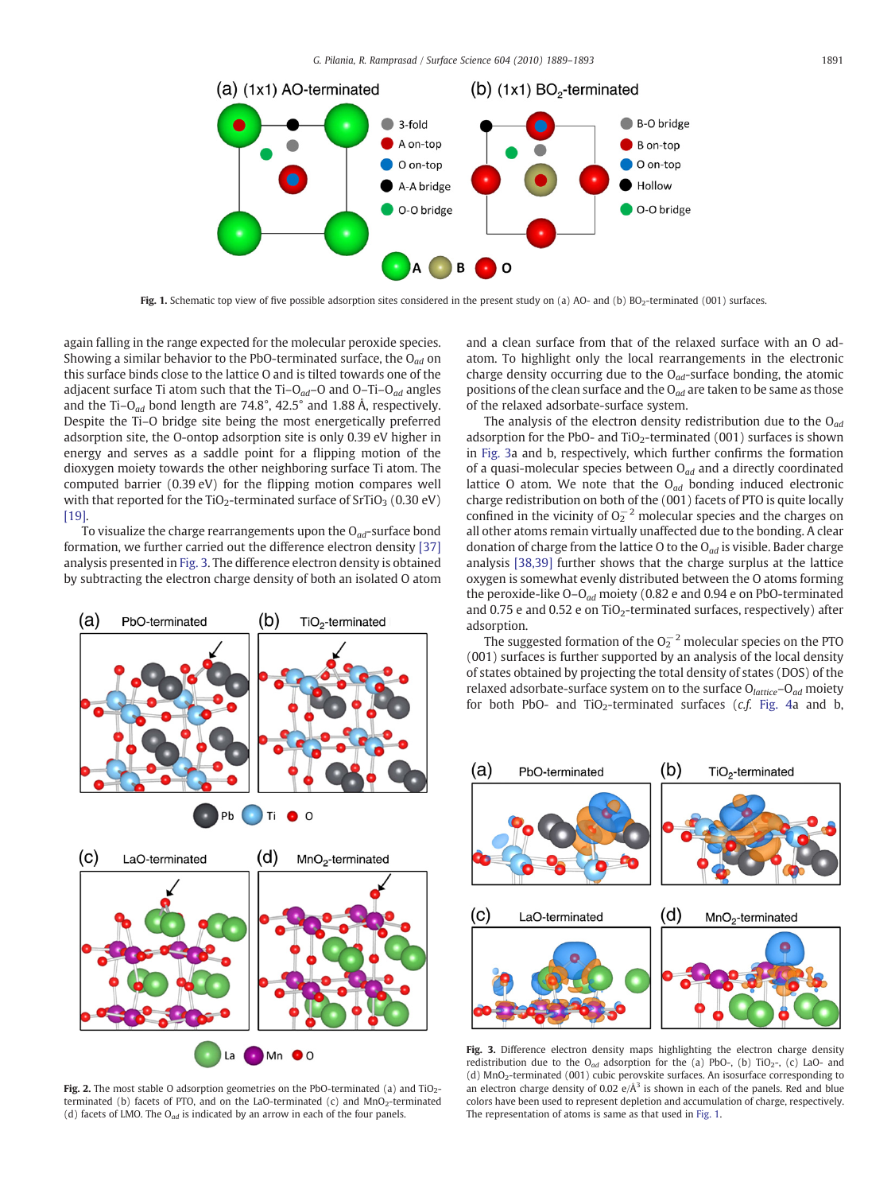Fig. 1. Schematic top view of five possible adsorption sites considered in the present study on (a) AO- and (b) $BO_2$-terminated (001) surfaces.

again falling in the range expected for the molecular peroxide species. Showing a similar behavior to the PbO-terminated surface, the $O_{ad}$ on this surface binds close to the lattice O and is tilted towards one of the adjacent surface Ti atom such that the Ti–$O_{ad}$–O and O–Ti–$O_{ad}$ angles and the Ti–$O_{ad}$ bond length are 74.8°, 42.5° and 1.88 Å, respectively. Despite the Ti–O bridge site being the most energetically preferred adsorption site, the O-ontop adsorption site is only 0.39 eV higher in energy and serves as a saddle point for a flipping motion of the dioxygen moiety towards the other neighboring surface Ti atom. The computed barrier (0.39 eV) for the flipping motion compares well with that reported for the $TiO_2$-terminated surface of $SrTiO_3$ (0.30 eV) [19].

To visualize the charge rearrangements upon the $O_{ad}$-surface bond formation, we further carried out the difference electron density [37] analysis presented in Fig. 3. The difference electron density is obtained by subtracting the electron charge density of both an isolated O atom and a clean surface from that of the relaxed surface with an O adatom. To highlight only the local rearrangements in the electronic charge density occurring due to the $O_{ad}$-surface bonding, the atomic positions of the clean surface and the $O_{ad}$ are taken to be same as those of the relaxed adsorbate-surface system.

The analysis of the electron density redistribution due to the $O_{ad}$ adsorption for the PbO- and $TiO_2$-terminated (001) surfaces is shown in Fig. 3a and b, respectively, which further confirms the formation of a quasi-molecular species between $O_{ad}$ and a directly coordinated lattice O atom. We note that the $O_{ad}$ bonding induced electronic charge redistribution on both of the (001) facets of PTO is quite locally confined in the vicinity of $O_2^{-2}$ molecular species and the charges on all other atoms remain virtually unaffected due to the bonding. A clear donation of charge from the lattice O to the $O_{ad}$ is visible. Bader charge analysis [38,39] further shows that the charge surplus at the lattice oxygen is somewhat evenly distributed between the O atoms forming the peroxide-like O–$O_{ad}$ moiety (0.82 e and 0.94 e on PbO-terminated and 0.75 e and 0.52 e on $TiO_2$-terminated surfaces, respectively) after adsorption.

The suggested formation of the $O_2^{-2}$ molecular species on the PTO (001) surfaces is further supported by an analysis of the local density of states obtained by projecting the total density of states (DOS) of the relaxed adsorbate-surface system on to the surface $O_{lattice}$–$O_{ad}$ moiety for both PbO- and $TiO_2$-terminated surfaces (*c.f.* Fig. 4a and b,

Fig. 2. The most stable O adsorption geometries on the PbO-terminated (a) and $TiO_2$-terminated (b) facets of PTO, and on the LaO-terminated (c) and $MnO_2$-terminated (d) facets of LMO. The $O_{ad}$ is indicated by an arrow in each of the four panels.

Fig. 3. Difference electron density maps highlighting the electron charge density redistribution due to the $O_{ad}$ adsorption for the (a) PbO-, (b) $TiO_2$-, (c) LaO- and (d) $MnO_2$-terminated (001) cubic perovskite surfaces. An isosurface corresponding to an electron charge density of 0.02 e/Å$^3$ is shown in each of the panels. Red and blue colors have been used to represent depletion and accumulation of charge, respectively. The representation of atoms is same as that used in Fig. 1.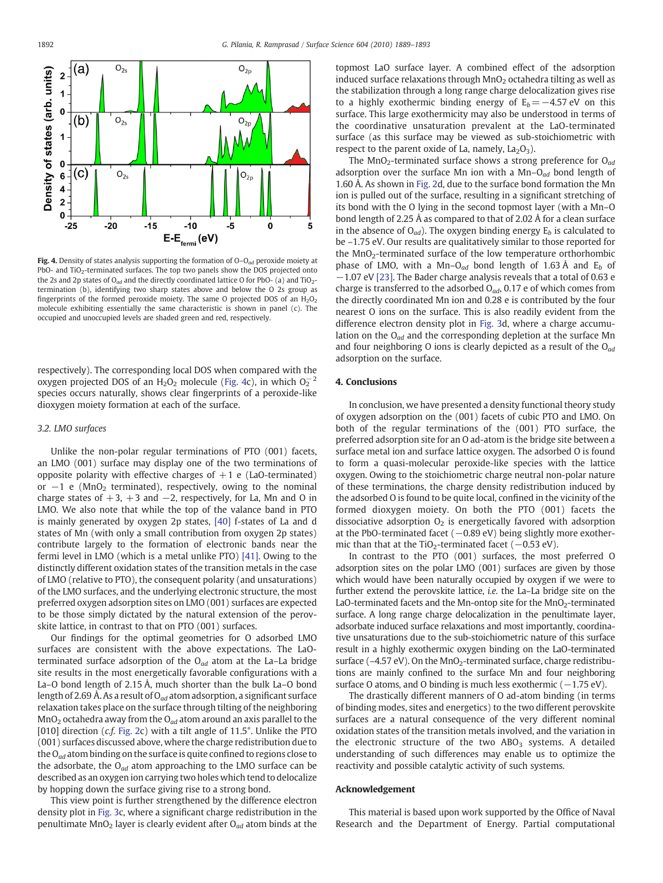Fig. 4. Density of states analysis supporting the formation of O–$O_{ad}$ peroxide moiety at PbO- and $TiO_2$-terminated surfaces. The top two panels show the DOS projected onto the 2s and 2p states of $O_{ad}$ and the directly coordinated lattice O for PbO- (a) and $TiO_2$-termination (b), identifying two sharp states above and below the O 2s group as fingerprints of the formed peroxide moiety. The same O projected DOS of an $H_2O_2$ molecule exhibiting essentially the same characteristic is shown in panel (c). The occupied and unoccupied levels are shaded green and red, respectively.

respectively). The corresponding local DOS when compared with the oxygen projected DOS of an $H_2O_2$ molecule (Fig. 4c), in which $O_2^{-2}$ species occurs naturally, shows clear fingerprints of a peroxide-like dioxygen moiety formation at each of the surface.

### 3.2. LMO surfaces

Unlike the non-polar regular terminations of PTO (001) facets, an LMO (001) surface may display one of the two terminations of opposite polarity with effective charges of +1 e (LaO-terminated) or −1 e ($MnO_2$ terminated), respectively, owing to the nominal charge states of +3, +3 and −2, respectively, for La, Mn and O in LMO. We also note that while the top of the valance band in PTO is mainly generated by oxygen 2p states, [40] f-states of La and d states of Mn (with only a small contribution from oxygen 2p states) contribute largely to the formation of electronic bands near the fermi level in LMO (which is a metal unlike PTO) [41]. Owing to the distinctly different oxidation states of the transition metals in the case of LMO (relative to PTO), the consequent polarity (and unsaturations) of the LMO surfaces, and the underlying electronic structure, the most preferred oxygen adsorption sites on LMO (001) surfaces are expected to be those simply dictated by the natural extension of the perovskite lattice, in contrast to that on PTO (001) surfaces.

Our findings for the optimal geometries for O adsorbed LMO surfaces are consistent with the above expectations. The LaO-terminated surface adsorption of the $O_{ad}$ atom at the La–La bridge site results in the most energetically favorable configurations with a La–O bond length of 2.15 Å, much shorter than the bulk La–O bond length of 2.69 Å. As a result of $O_{ad}$ atom adsorption, a significant surface relaxation takes place on the surface through tilting of the neighboring $MnO_2$ octahedra away from the $O_{ad}$ atom around an axis parallel to the [010] direction (*c.f.* Fig. 2c) with a tilt angle of 11.5°. Unlike the PTO (001) surfaces discussed above, where the charge redistribution due to the $O_{ad}$ atom binding on the surface is quite confined to regions close to the adsorbate, the $O_{ad}$ atom approaching to the LMO surface can be described as an oxygen ion carrying two holes which tend to delocalize by hopping down the surface giving rise to a strong bond.

This view point is further strengthened by the difference electron density plot in Fig. 3c, where a significant charge redistribution in the penultimate $MnO_2$ layer is clearly evident after $O_{ad}$ atom binds at the topmost LaO surface layer. A combined effect of the adsorption induced surface relaxations through $MnO_2$ octahedra tilting as well as the stabilization through a long range charge delocalization gives rise to a highly exothermic binding energy of $E_b = -4.57$ eV on this surface. This large exothermicity may also be understood in terms of the coordinative unsaturation prevalent at the LaO-terminated surface (as this surface may be viewed as sub-stoichiometric with respect to the parent oxide of La, namely, $La_2O_3$).

The $MnO_2$-terminated surface shows a strong preference for $O_{ad}$ adsorption over the surface Mn ion with a Mn–$O_{ad}$ bond length of 1.60 Å. As shown in Fig. 2d, due to the surface bond formation the Mn ion is pulled out of the surface, resulting in a significant stretching of its bond with the O lying in the second topmost layer (with a Mn–O bond length of 2.25 Å as compared to that of 2.02 Å for a clean surface in the absence of $O_{ad}$). The oxygen binding energy $E_b$ is calculated to be –1.75 eV. Our results are qualitatively similar to those reported for the $MnO_2$-terminated surface of the low temperature orthorhombic phase of LMO, with a Mn–$O_{ad}$ bond length of 1.63 Å and $E_b$ of −1.07 eV [23]. The Bader charge analysis reveals that a total of 0.63 e charge is transferred to the adsorbed $O_{ad}$, 0.17 e of which comes from the directly coordinated Mn ion and 0.28 e is contributed by the four nearest O ions on the surface. This is also readily evident from the difference electron density plot in Fig. 3d, where a charge accumulation on the $O_{ad}$ and the corresponding depletion at the surface Mn and four neighboring O ions is clearly depicted as a result of the $O_{ad}$ adsorption on the surface.

## 4. Conclusions

In conclusion, we have presented a density functional theory study of oxygen adsorption on the (001) facets of cubic PTO and LMO. On both of the regular terminations of the (001) PTO surface, the preferred adsorption site for an O ad-atom is the bridge site between a surface metal ion and surface lattice oxygen. The adsorbed O is found to form a quasi-molecular peroxide-like species with the lattice oxygen. Owing to the stoichiometric charge neutral non-polar nature of these terminations, the charge density redistribution induced by the adsorbed O is found to be quite local, confined in the vicinity of the formed dioxygen moiety. On both the PTO (001) facets the dissociative adsorption $O_2$ is energetically favored with adsorption at the PbO-terminated facet (−0.89 eV) being slightly more exothermic than that at the $TiO_2$-terminated facet (−0.53 eV).

In contrast to the PTO (001) surfaces, the most preferred O adsorption sites on the polar LMO (001) surfaces are given by those which would have been naturally occupied by oxygen if we were to further extend the perovskite lattice, *i.e.* the La–La bridge site on the LaO-terminated facets and the Mn-ontop site for the $MnO_2$-terminated surface. A long range charge delocalization in the penultimate layer, adsorbate induced surface relaxations and most importantly, coordinative unsaturations due to the sub-stoichiometric nature of this surface result in a highly exothermic oxygen binding on the LaO-terminated surface (–4.57 eV). On the $MnO_2$-terminated surface, charge redistributions are mainly confined to the surface Mn and four neighboring surface O atoms, and O binding is much less exothermic (−1.75 eV).

The drastically different manners of O ad-atom binding (in terms of binding modes, sites and energetics) to the two different perovskite surfaces are a natural consequence of the very different nominal oxidation states of the transition metals involved, and the variation in the electronic structure of the two $ABO_3$ systems. A detailed understanding of such differences may enable us to optimize the reactivity and possible catalytic activity of such systems.

## Acknowledgement

This material is based upon work supported by the Office of Naval Research and the Department of Energy. Partial computational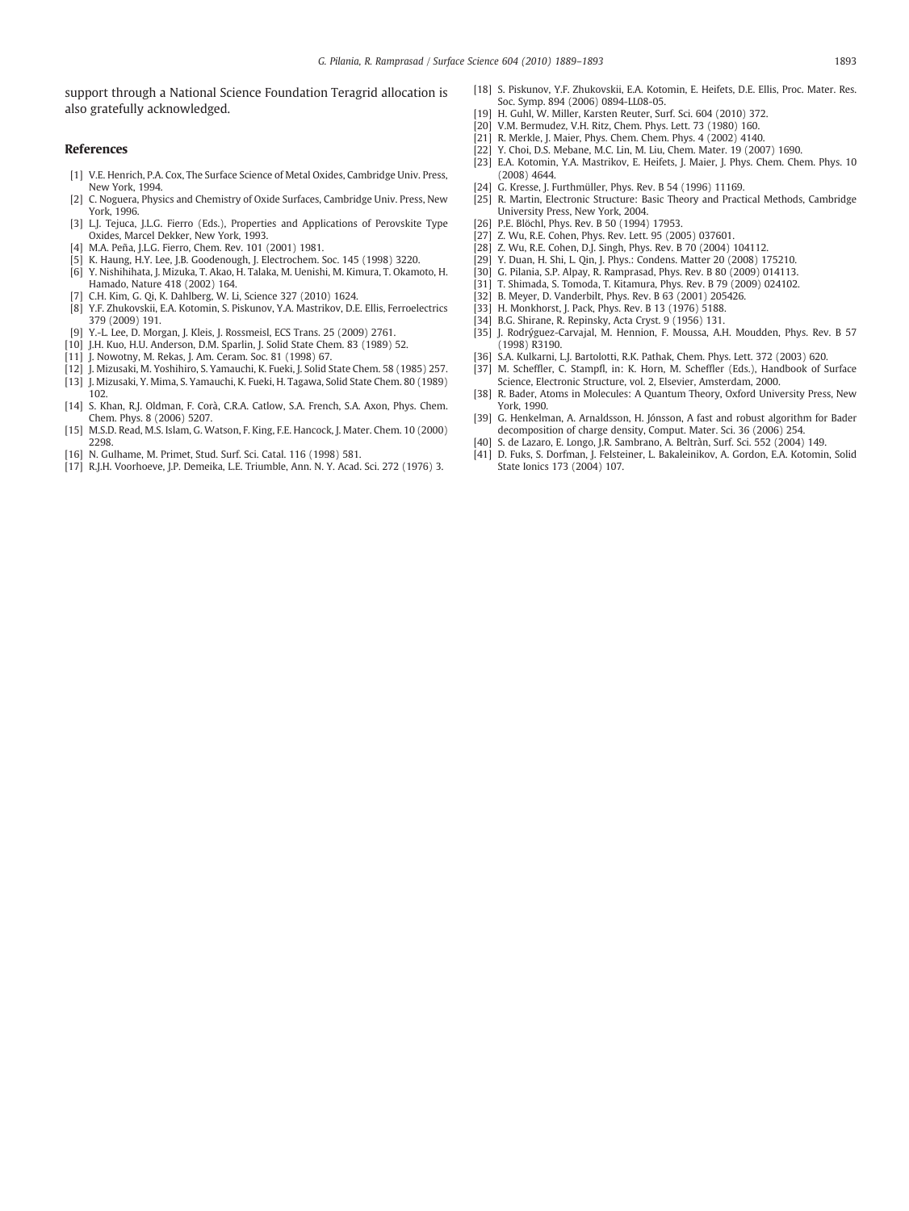support through a National Science Foundation Teragrid allocation is also gratefully acknowledged.

## References

[1] V.E. Henrich, P.A. Cox, The Surface Science of Metal Oxides, Cambridge Univ. Press, New York, 1994.
[2] C. Noguera, Physics and Chemistry of Oxide Surfaces, Cambridge Univ. Press, New York, 1996.
[3] L.J. Tejuca, J.L.G. Fierro (Eds.), Properties and Applications of Perovskite Type Oxides, Marcel Dekker, New York, 1993.
[4] M.A. Peña, J.L.G. Fierro, Chem. Rev. 101 (2001) 1981.
[5] K. Haung, H.Y. Lee, J.B. Goodenough, J. Electrochem. Soc. 145 (1998) 3220.
[6] Y. Nishihihata, J. Mizuka, T. Akao, H. Talaka, M. Uenishi, M. Kimura, T. Okamoto, H. Hamado, Nature 418 (2002) 164.
[7] C.H. Kim, G. Qi, K. Dahlberg, W. Li, Science 327 (2010) 1624.
[8] Y.F. Zhukovskii, E.A. Kotomin, S. Piskunov, Y.A. Mastrikov, D.E. Ellis, Ferroelectrics 379 (2009) 191.
[9] Y.-L. Lee, D. Morgan, J. Kleis, J. Rossmeisl, ECS Trans. 25 (2009) 2761.
[10] J.H. Kuo, H.U. Anderson, D.M. Sparlin, J. Solid State Chem. 83 (1989) 52.
[11] J. Nowotny, M. Rekas, J. Am. Ceram. Soc. 81 (1998) 67.
[12] J. Mizusaki, M. Yoshihiro, S. Yamauchi, K. Fueki, J. Solid State Chem. 58 (1985) 257.
[13] J. Mizusaki, Y. Mima, S. Yamauchi, K. Fueki, H. Tagawa, Solid State Chem. 80 (1989) 102.
[14] S. Khan, R.J. Oldman, F. Corà, C.R.A. Catlow, S.A. French, S.A. Axon, Phys. Chem. Chem. Phys. 8 (2006) 5207.
[15] M.S.D. Read, M.S. Islam, G. Watson, F. King, F.E. Hancock, J. Mater. Chem. 10 (2000) 2298.
[16] N. Gulhame, M. Primet, Stud. Surf. Sci. Catal. 116 (1998) 581.
[17] R.J.H. Voorhoeve, J.P. Demeika, L.E. Triumble, Ann. N. Y. Acad. Sci. 272 (1976) 3.
[18] S. Piskunov, Y.F. Zhukovskii, E.A. Kotomin, E. Heifets, D.E. Ellis, Proc. Mater. Res. Soc. Symp. 894 (2006) 0894-LL08-05.
[19] H. Guhl, W. Miller, Karsten Reuter, Surf. Sci. 604 (2010) 372.
[20] V.M. Bermudez, V.H. Ritz, Chem. Phys. Lett. 73 (1980) 160.
[21] R. Merkle, J. Maier, Phys. Chem. Chem. Phys. 4 (2002) 4140.
[22] Y. Choi, D.S. Mebane, M.C. Lin, M. Liu, Chem. Mater. 19 (2007) 1690.
[23] E.A. Kotomin, Y.A. Mastrikov, E. Heifets, J. Maier, J. Phys. Chem. Chem. Phys. 10 (2008) 4644.
[24] G. Kresse, J. Furthmüller, Phys. Rev. B 54 (1996) 11169.
[25] R. Martin, Electronic Structure: Basic Theory and Practical Methods, Cambridge University Press, New York, 2004.
[26] P.E. Blöchl, Phys. Rev. B 50 (1994) 17953.
[27] Z. Wu, R.E. Cohen, Phys. Rev. Lett. 95 (2005) 037601.
[28] Z. Wu, R.E. Cohen, D.J. Singh, Phys. Rev. B 70 (2004) 104112.
[29] Y. Duan, H. Shi, L. Qin, J. Phys.: Condens. Matter 20 (2008) 175210.
[30] G. Pilania, S.P. Alpay, R. Ramprasad, Phys. Rev. B 80 (2009) 014113.
[31] T. Shimada, S. Tomoda, T. Kitamura, Phys. Rev. B 79 (2009) 024102.
[32] B. Meyer, D. Vanderbilt, Phys. Rev. B 63 (2001) 205426.
[33] H. Monkhorst, J. Pack, Phys. Rev. B 13 (1976) 5188.
[34] B.G. Shirane, R. Repinsky, Acta Cryst. 9 (1956) 131.
[35] J. Rodrýguez-Carvajal, M. Hennion, F. Moussa, A.H. Moudden, Phys. Rev. B 57 (1998) R3190.
[36] S.A. Kulkarni, L.J. Bartolotti, R.K. Pathak, Chem. Phys. Lett. 372 (2003) 620.
[37] M. Scheffler, C. Stampfl, in: K. Horn, M. Scheffler (Eds.), Handbook of Surface Science, Electronic Structure, vol. 2, Elsevier, Amsterdam, 2000.
[38] R. Bader, Atoms in Molecules: A Quantum Theory, Oxford University Press, New York, 1990.
[39] G. Henkelman, A. Arnaldsson, H. Jónsson, A fast and robust algorithm for Bader decomposition of charge density, Comput. Mater. Sci. 36 (2006) 254.
[40] S. de Lazaro, E. Longo, J.R. Sambrano, A. Beltràn, Surf. Sci. 552 (2004) 149.
[41] D. Fuks, S. Dorfman, J. Felsteiner, L. Bakaleinikov, A. Gordon, E.A. Kotomin, Solid State Ionics 173 (2004) 107.